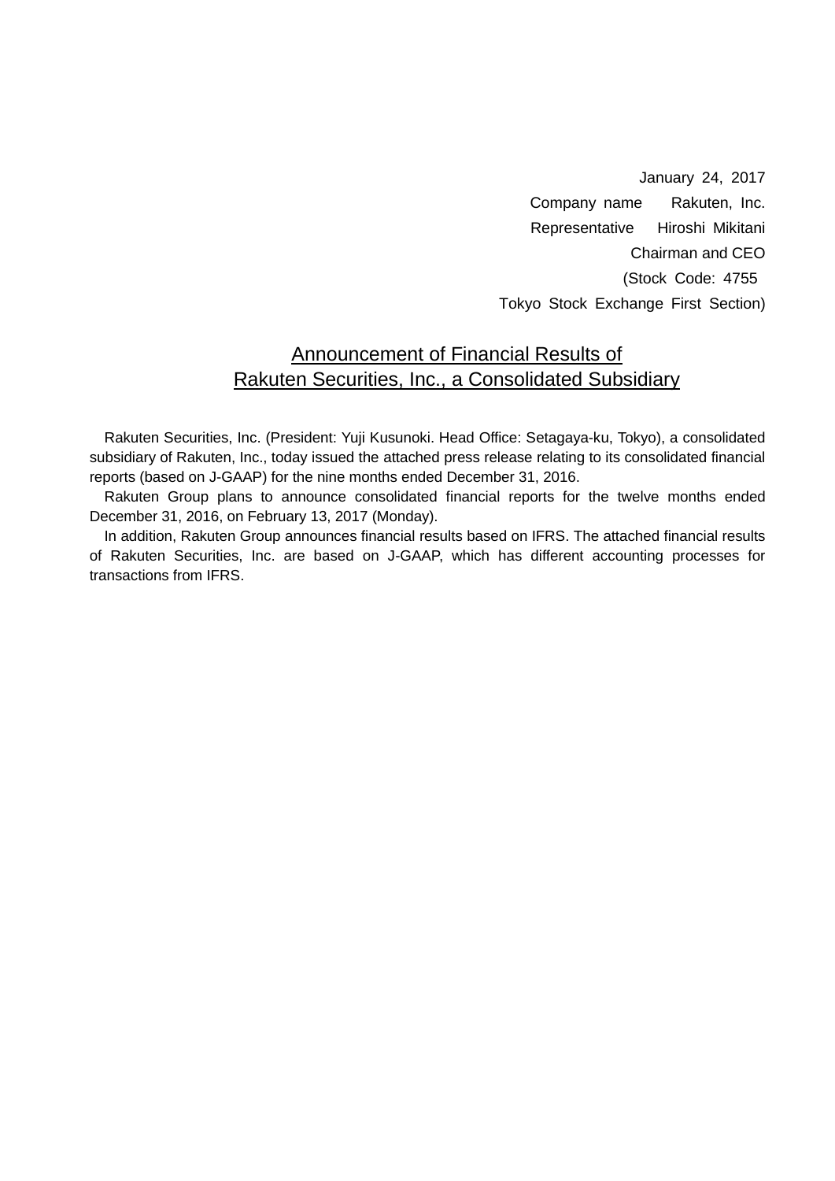January 24, 2017

Company name Rakuten, Inc.

Representative Hiroshi Mikitani

Chairman and CEO

(Stock Code: 4755

Tokyo Stock Exchange First Section)

# Announcement of Financial Results of Rakuten Securities, Inc., a Consolidated Subsidiary

Rakuten Securities, Inc. (President: Yuji Kusunoki. Head Office: Setagaya-ku, Tokyo), a consolidated subsidiary of Rakuten, Inc., today issued the attached press release relating to its consolidated financial reports (based on J-GAAP) for the nine months ended December 31, 2016.

Rakuten Group plans to announce consolidated financial reports for the twelve months ended December 31, 2016, on February 13, 2017 (Monday).

In addition, Rakuten Group announces financial results based on IFRS. The attached financial results of Rakuten Securities, Inc. are based on J-GAAP, which has different accounting processes for transactions from IFRS.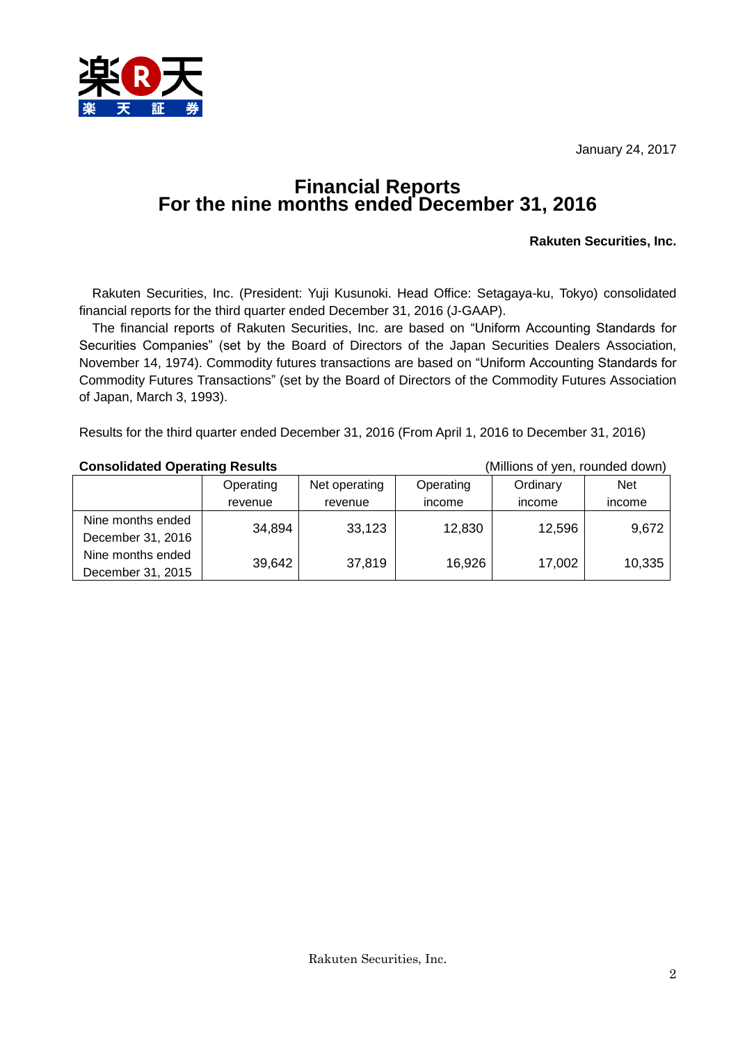January 24, 2017

# Financial Reports
# For the nine months ended December 31, 2016

**Rakuten Securities, Inc.**

Rakuten Securities, Inc. (President: Yuji Kusunoki. Head Office: Setagaya-ku, Tokyo) consolidated financial reports for the third quarter ended December 31, 2016 (J-GAAP).

The financial reports of Rakuten Securities, Inc. are based on "Uniform Accounting Standards for Securities Companies" (set by the Board of Directors of the Japan Securities Dealers Association, November 14, 1974). Commodity futures transactions are based on "Uniform Accounting Standards for Commodity Futures Transactions" (set by the Board of Directors of the Commodity Futures Association of Japan, March 3, 1993).

Results for the third quarter ended December 31, 2016 (From April 1, 2016 to December 31, 2016)

**Consolidated Operating Results** (Millions of yen, rounded down)

| | Operating revenue | Net operating revenue | Operating income | Ordinary income | Net income |
|---|---|---|---|---|---|
| Nine months ended December 31, 2016 | 34,894 | 33,123 | 12,830 | 12,596 | 9,672 |
| Nine months ended December 31, 2015 | 39,642 | 37,819 | 16,926 | 17,002 | 10,335 |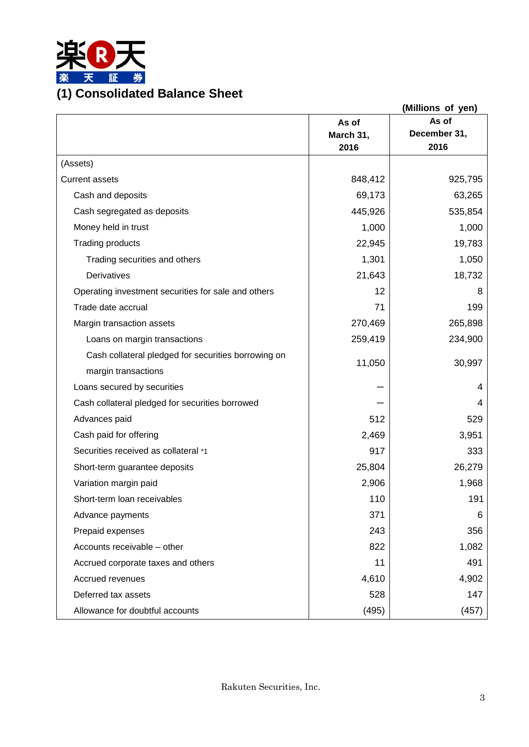## (1) Consolidated Balance Sheet

(Millions of yen)

| | As of March 31, 2016 | As of December 31, 2016 |
|---|---|---|
| (Assets) | | |
| Current assets | 848,412 | 925,795 |
| Cash and deposits | 69,173 | 63,265 |
| Cash segregated as deposits | 445,926 | 535,854 |
| Money held in trust | 1,000 | 1,000 |
| Trading products | 22,945 | 19,783 |
| Trading securities and others | 1,301 | 1,050 |
| Derivatives | 21,643 | 18,732 |
| Operating investment securities for sale and others | 12 | 8 |
| Trade date accrual | 71 | 199 |
| Margin transaction assets | 270,469 | 265,898 |
| Loans on margin transactions | 259,419 | 234,900 |
| Cash collateral pledged for securities borrowing on margin transactions | 11,050 | 30,997 |
| Loans secured by securities | — | 4 |
| Cash collateral pledged for securities borrowed | — | 4 |
| Advances paid | 512 | 529 |
| Cash paid for offering | 2,469 | 3,951 |
| Securities received as collateral *1 | 917 | 333 |
| Short-term guarantee deposits | 25,804 | 26,279 |
| Variation margin paid | 2,906 | 1,968 |
| Short-term loan receivables | 110 | 191 |
| Advance payments | 371 | 6 |
| Prepaid expenses | 243 | 356 |
| Accounts receivable – other | 822 | 1,082 |
| Accrued corporate taxes and others | 11 | 491 |
| Accrued revenues | 4,610 | 4,902 |
| Deferred tax assets | 528 | 147 |
| Allowance for doubtful accounts | (495) | (457) |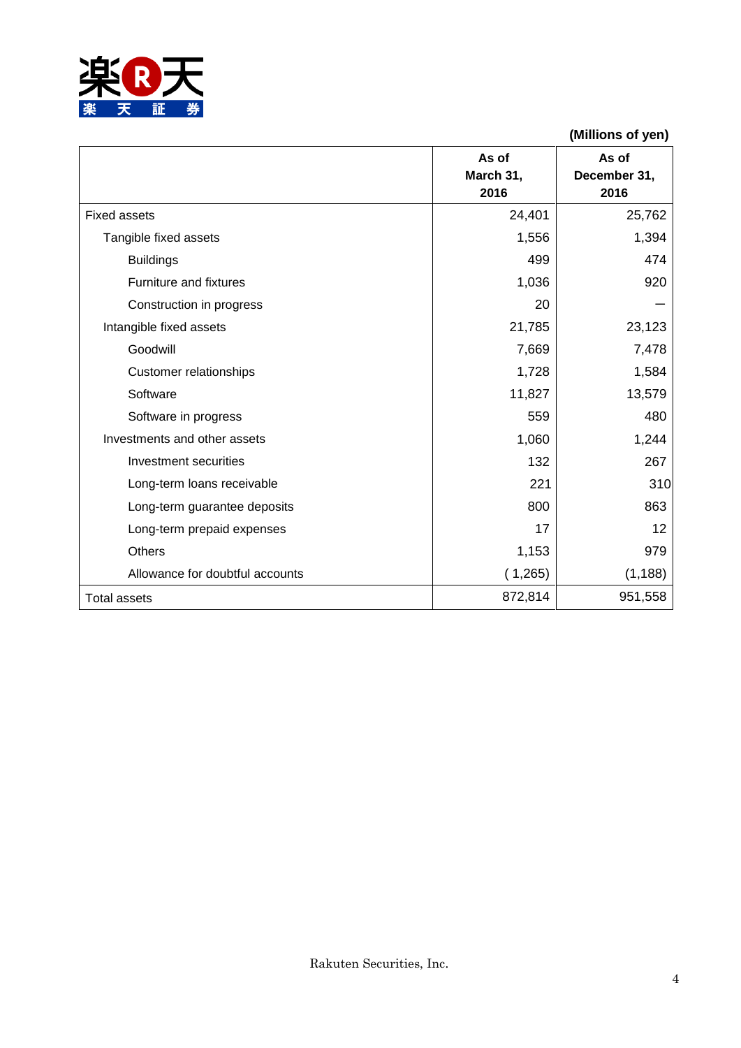(Millions of yen)

| | As of March 31, 2016 | As of December 31, 2016 |
|---|---|---|
| Fixed assets | 24,401 | 25,762 |
| Tangible fixed assets | 1,556 | 1,394 |
| Buildings | 499 | 474 |
| Furniture and fixtures | 1,036 | 920 |
| Construction in progress | 20 | ― |
| Intangible fixed assets | 21,785 | 23,123 |
| Goodwill | 7,669 | 7,478 |
| Customer relationships | 1,728 | 1,584 |
| Software | 11,827 | 13,579 |
| Software in progress | 559 | 480 |
| Investments and other assets | 1,060 | 1,244 |
| Investment securities | 132 | 267 |
| Long-term loans receivable | 221 | 310 |
| Long-term guarantee deposits | 800 | 863 |
| Long-term prepaid expenses | 17 | 12 |
| Others | 1,153 | 979 |
| Allowance for doubtful accounts | ( 1,265) | (1,188) |
| Total assets | 872,814 | 951,558 |

Rakuten Securities, Inc.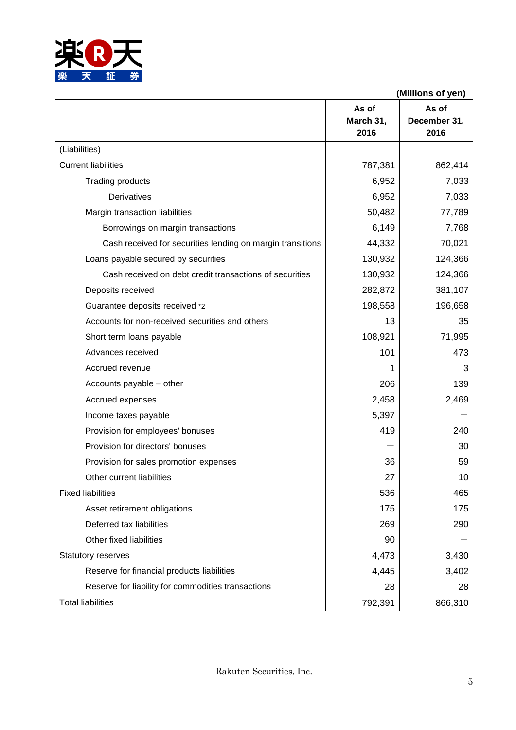(Millions of yen)

| | As of March 31, 2016 | As of December 31, 2016 |
|---|---|---|
| (Liabilities) | | |
| Current liabilities | 787,381 | 862,414 |
| Trading products | 6,952 | 7,033 |
| Derivatives | 6,952 | 7,033 |
| Margin transaction liabilities | 50,482 | 77,789 |
| Borrowings on margin transactions | 6,149 | 7,768 |
| Cash received for securities lending on margin transitions | 44,332 | 70,021 |
| Loans payable secured by securities | 130,932 | 124,366 |
| Cash received on debt credit transactions of securities | 130,932 | 124,366 |
| Deposits received | 282,872 | 381,107 |
| Guarantee deposits received *2 | 198,558 | 196,658 |
| Accounts for non-received securities and others | 13 | 35 |
| Short term loans payable | 108,921 | 71,995 |
| Advances received | 101 | 473 |
| Accrued revenue | 1 | 3 |
| Accounts payable – other | 206 | 139 |
| Accrued expenses | 2,458 | 2,469 |
| Income taxes payable | 5,397 | — |
| Provision for employees' bonuses | 419 | 240 |
| Provision for directors' bonuses | — | 30 |
| Provision for sales promotion expenses | 36 | 59 |
| Other current liabilities | 27 | 10 |
| Fixed liabilities | 536 | 465 |
| Asset retirement obligations | 175 | 175 |
| Deferred tax liabilities | 269 | 290 |
| Other fixed liabilities | 90 | — |
| Statutory reserves | 4,473 | 3,430 |
| Reserve for financial products liabilities | 4,445 | 3,402 |
| Reserve for liability for commodities transactions | 28 | 28 |
| Total liabilities | 792,391 | 866,310 |

Rakuten Securities, Inc.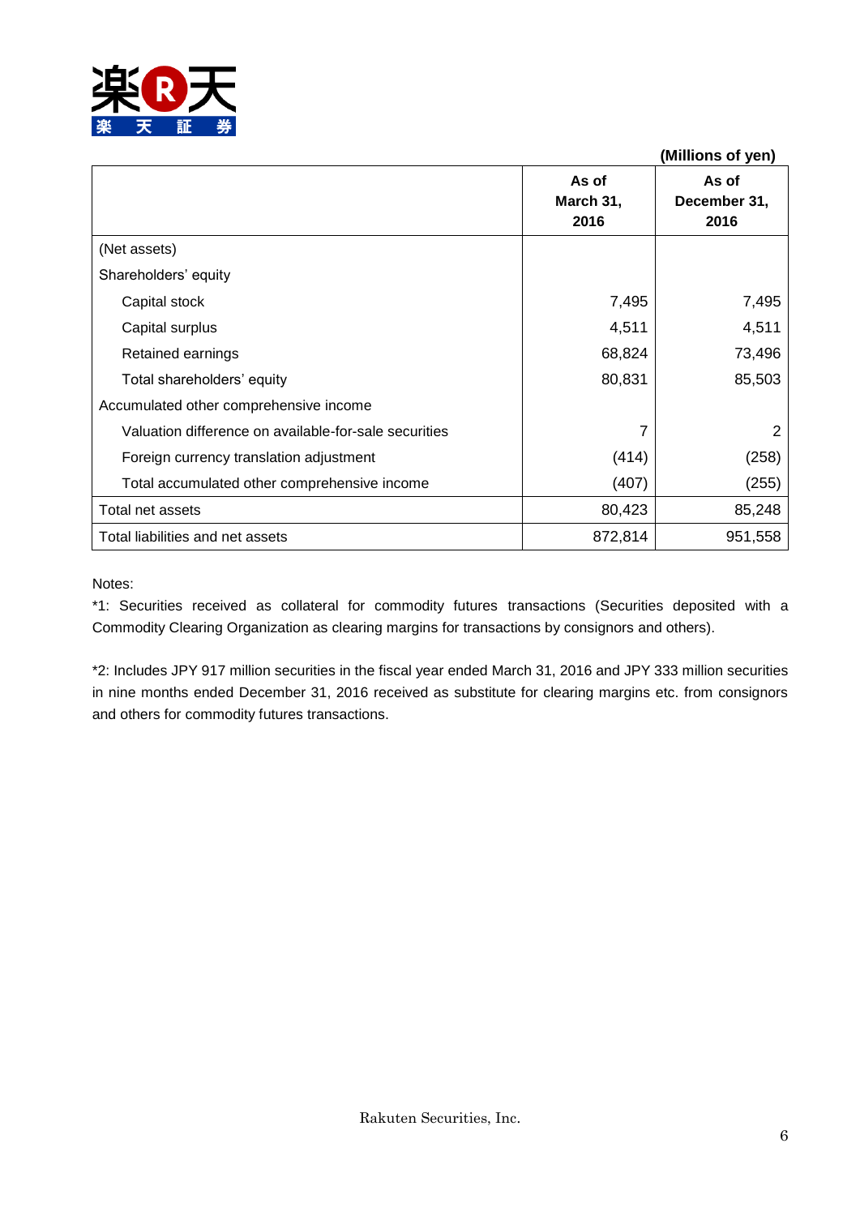(Millions of yen)

| | As of March 31, 2016 | As of December 31, 2016 |
|---|---|---|
| (Net assets) | | |
| Shareholders' equity | | |
| Capital stock | 7,495 | 7,495 |
| Capital surplus | 4,511 | 4,511 |
| Retained earnings | 68,824 | 73,496 |
| Total shareholders' equity | 80,831 | 85,503 |
| Accumulated other comprehensive income | | |
| Valuation difference on available-for-sale securities | 7 | 2 |
| Foreign currency translation adjustment | (414) | (258) |
| Total accumulated other comprehensive income | (407) | (255) |
| Total net assets | 80,423 | 85,248 |
| Total liabilities and net assets | 872,814 | 951,558 |

Notes:

*1: Securities received as collateral for commodity futures transactions (Securities deposited with a Commodity Clearing Organization as clearing margins for transactions by consignors and others).

*2: Includes JPY 917 million securities in the fiscal year ended March 31, 2016 and JPY 333 million securities in nine months ended December 31, 2016 received as substitute for clearing margins etc. from consignors and others for commodity futures transactions.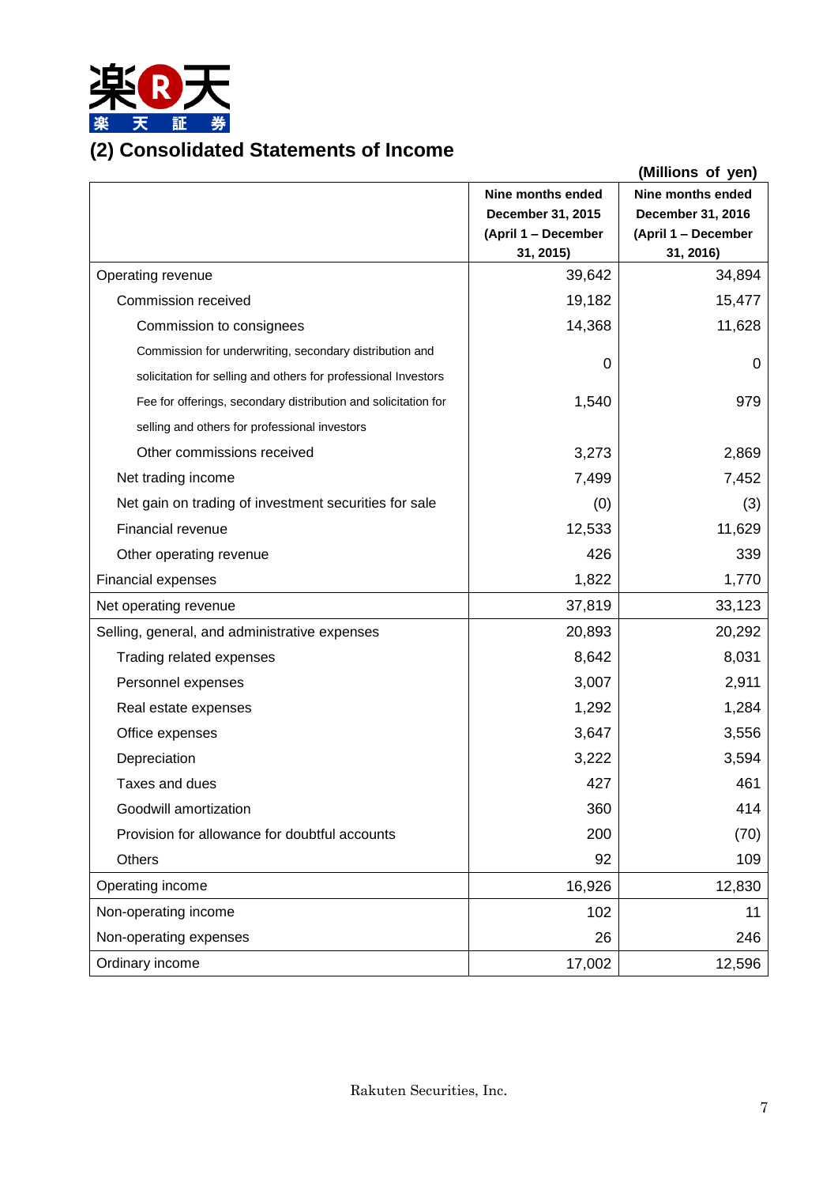## (2) Consolidated Statements of Income

(Millions of yen)

| | Nine months ended December 31, 2015 (April 1 – December 31, 2015) | Nine months ended December 31, 2016 (April 1 – December 31, 2016) |
|---|---|---|
| Operating revenue | 39,642 | 34,894 |
| Commission received | 19,182 | 15,477 |
| Commission to consignees | 14,368 | 11,628 |
| Commission for underwriting, secondary distribution and solicitation for selling and others for professional Investors | 0 | 0 |
| Fee for offerings, secondary distribution and solicitation for selling and others for professional investors | 1,540 | 979 |
| Other commissions received | 3,273 | 2,869 |
| Net trading income | 7,499 | 7,452 |
| Net gain on trading of investment securities for sale | (0) | (3) |
| Financial revenue | 12,533 | 11,629 |
| Other operating revenue | 426 | 339 |
| Financial expenses | 1,822 | 1,770 |
| Net operating revenue | 37,819 | 33,123 |
| Selling, general, and administrative expenses | 20,893 | 20,292 |
| Trading related expenses | 8,642 | 8,031 |
| Personnel expenses | 3,007 | 2,911 |
| Real estate expenses | 1,292 | 1,284 |
| Office expenses | 3,647 | 3,556 |
| Depreciation | 3,222 | 3,594 |
| Taxes and dues | 427 | 461 |
| Goodwill amortization | 360 | 414 |
| Provision for allowance for doubtful accounts | 200 | (70) |
| Others | 92 | 109 |
| Operating income | 16,926 | 12,830 |
| Non-operating income | 102 | 11 |
| Non-operating expenses | 26 | 246 |
| Ordinary income | 17,002 | 12,596 |

Rakuten Securities, Inc.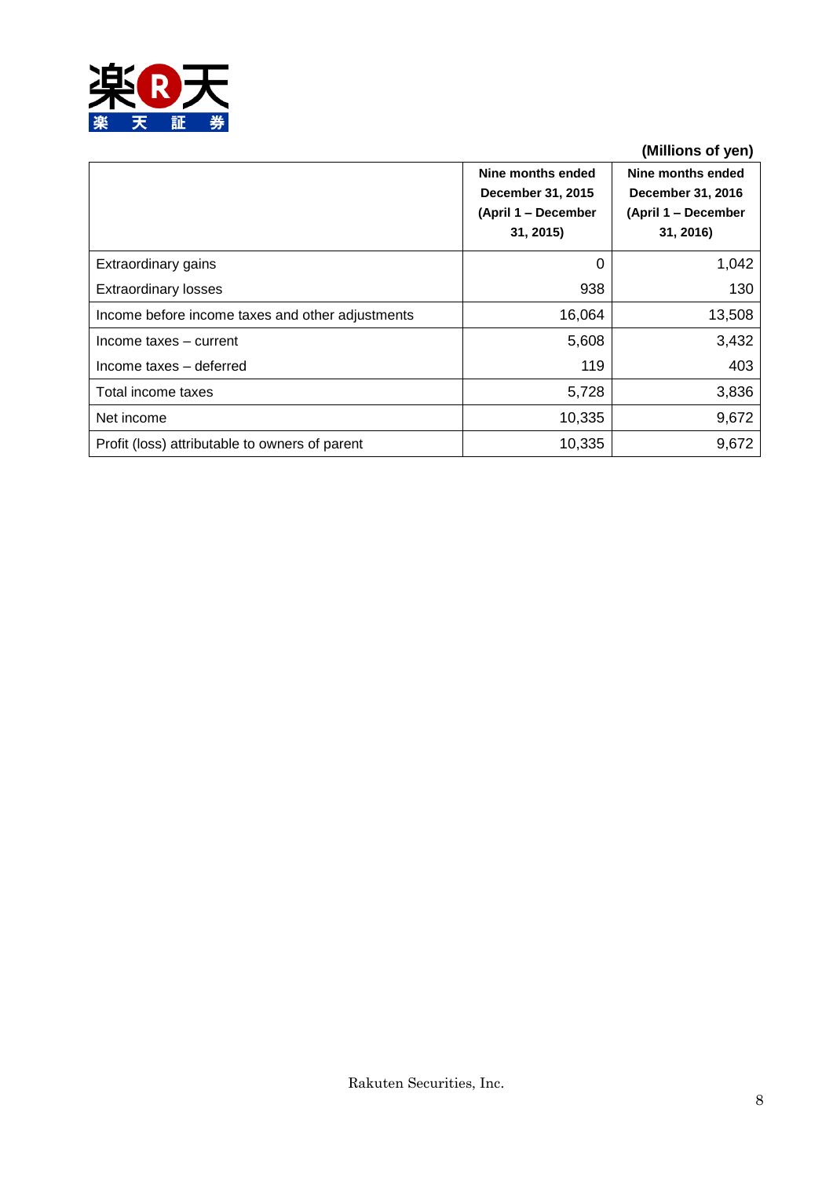(Millions of yen)

| | Nine months ended December 31, 2015 (April 1 – December 31, 2015) | Nine months ended December 31, 2016 (April 1 – December 31, 2016) |
|---|---|---|
| Extraordinary gains | 0 | 1,042 |
| Extraordinary losses | 938 | 130 |
| Income before income taxes and other adjustments | 16,064 | 13,508 |
| Income taxes – current | 5,608 | 3,432 |
| Income taxes – deferred | 119 | 403 |
| Total income taxes | 5,728 | 3,836 |
| Net income | 10,335 | 9,672 |
| Profit (loss) attributable to owners of parent | 10,335 | 9,672 |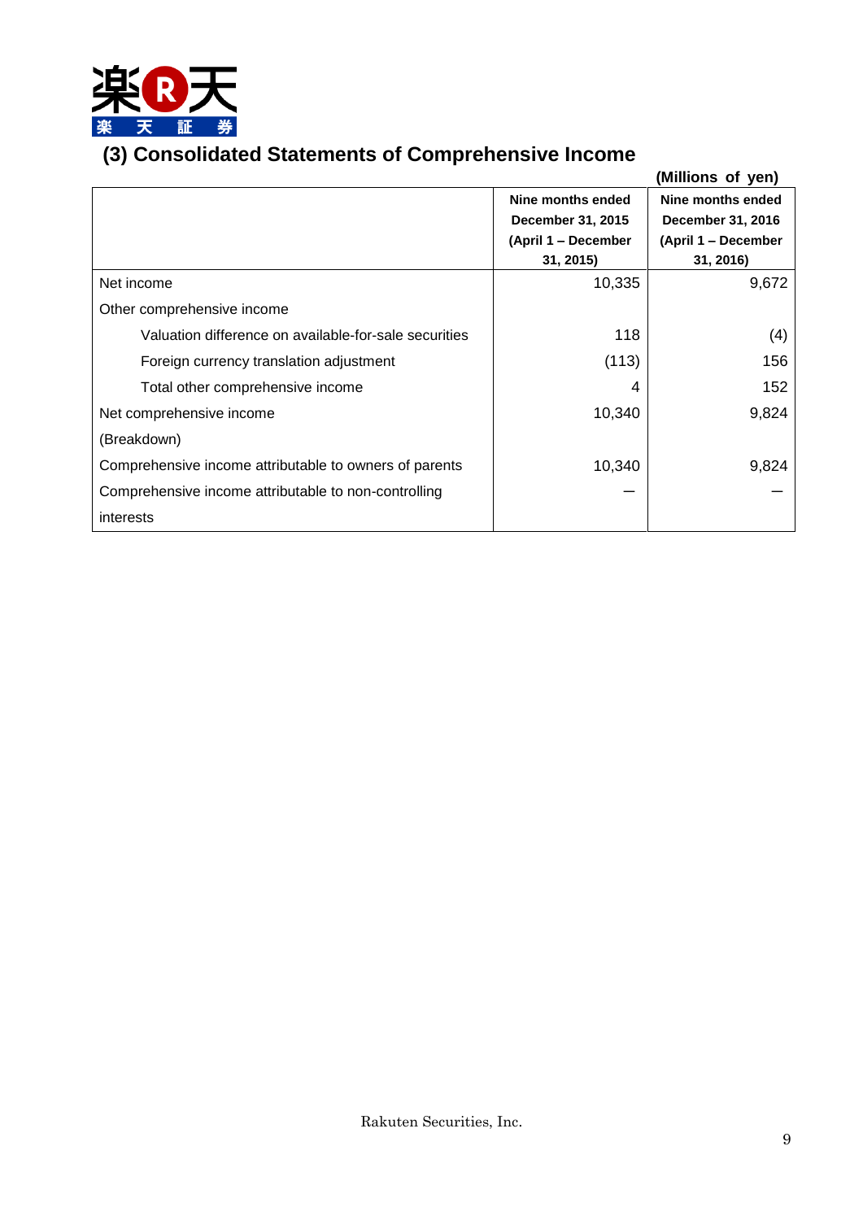## (3) Consolidated Statements of Comprehensive Income

(Millions of yen)

| | Nine months ended December 31, 2015 (April 1 – December 31, 2015) | Nine months ended December 31, 2016 (April 1 – December 31, 2016) |
|---|---|---|
| Net income | 10,335 | 9,672 |
| Other comprehensive income | | |
| Valuation difference on available-for-sale securities | 118 | (4) |
| Foreign currency translation adjustment | (113) | 156 |
| Total other comprehensive income | 4 | 152 |
| Net comprehensive income | 10,340 | 9,824 |
| (Breakdown) | | |
| Comprehensive income attributable to owners of parents | 10,340 | 9,824 |
| Comprehensive income attributable to non-controlling interests | ― | ― |

Rakuten Securities, Inc.